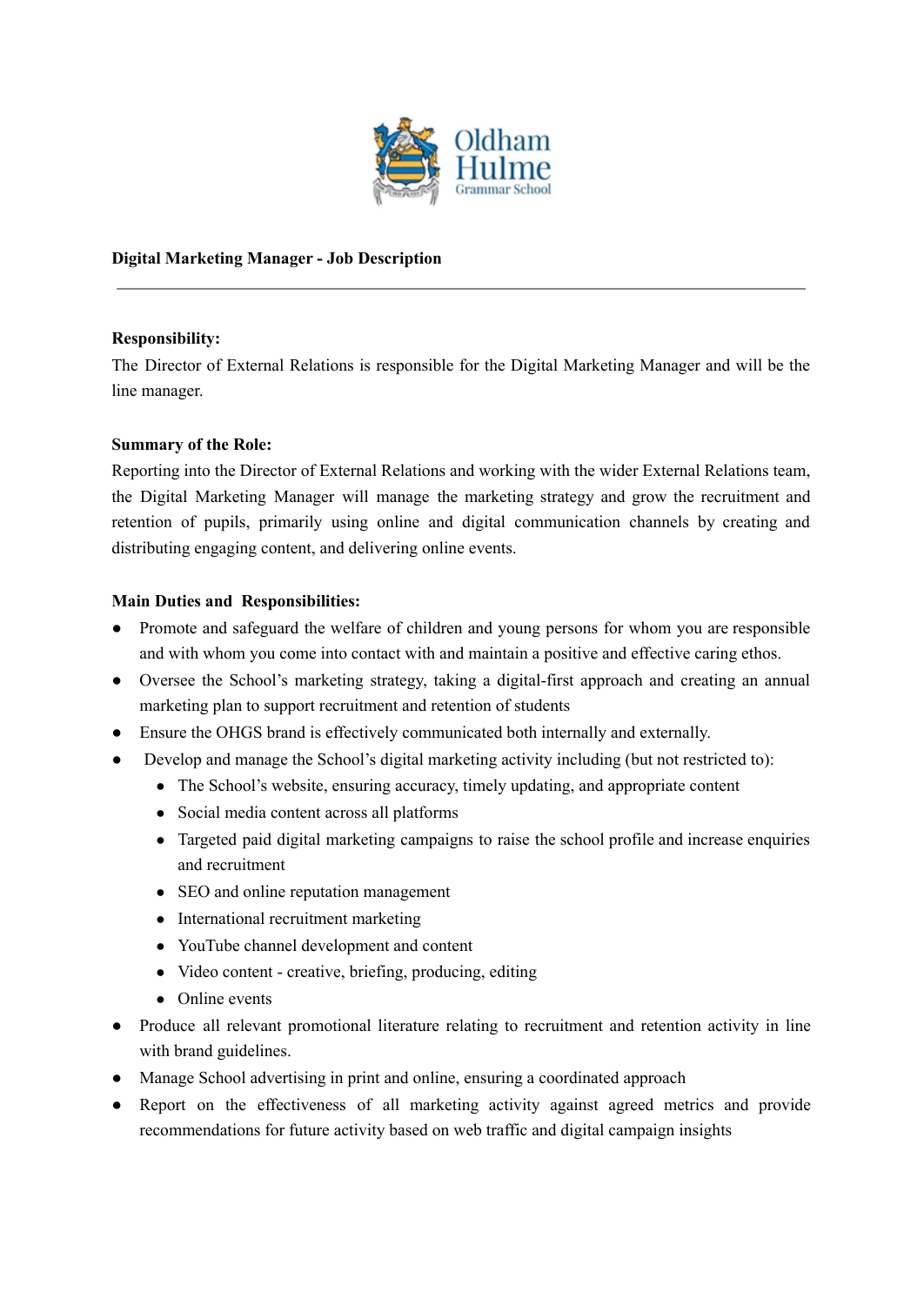Oldham Hulme Grammar School

**Digital Marketing Manager - Job Description**

---

**Responsibility:**

The Director of External Relations is responsible for the Digital Marketing Manager and will be the line manager.

**Summary of the Role:**

Reporting into the Director of External Relations and working with the wider External Relations team, the Digital Marketing Manager will manage the marketing strategy and grow the recruitment and retention of pupils, primarily using online and digital communication channels by creating and distributing engaging content, and delivering online events.

**Main Duties and Responsibilities:**

- Promote and safeguard the welfare of children and young persons for whom you are responsible and with whom you come into contact with and maintain a positive and effective caring ethos.
- Oversee the School's marketing strategy, taking a digital-first approach and creating an annual marketing plan to support recruitment and retention of students
- Ensure the OHGS brand is effectively communicated both internally and externally.
- Develop and manage the School's digital marketing activity including (but not restricted to):
  - The School's website, ensuring accuracy, timely updating, and appropriate content
  - Social media content across all platforms
  - Targeted paid digital marketing campaigns to raise the school profile and increase enquiries and recruitment
  - SEO and online reputation management
  - International recruitment marketing
  - YouTube channel development and content
  - Video content - creative, briefing, producing, editing
  - Online events
- Produce all relevant promotional literature relating to recruitment and retention activity in line with brand guidelines.
- Manage School advertising in print and online, ensuring a coordinated approach
- Report on the effectiveness of all marketing activity against agreed metrics and provide recommendations for future activity based on web traffic and digital campaign insights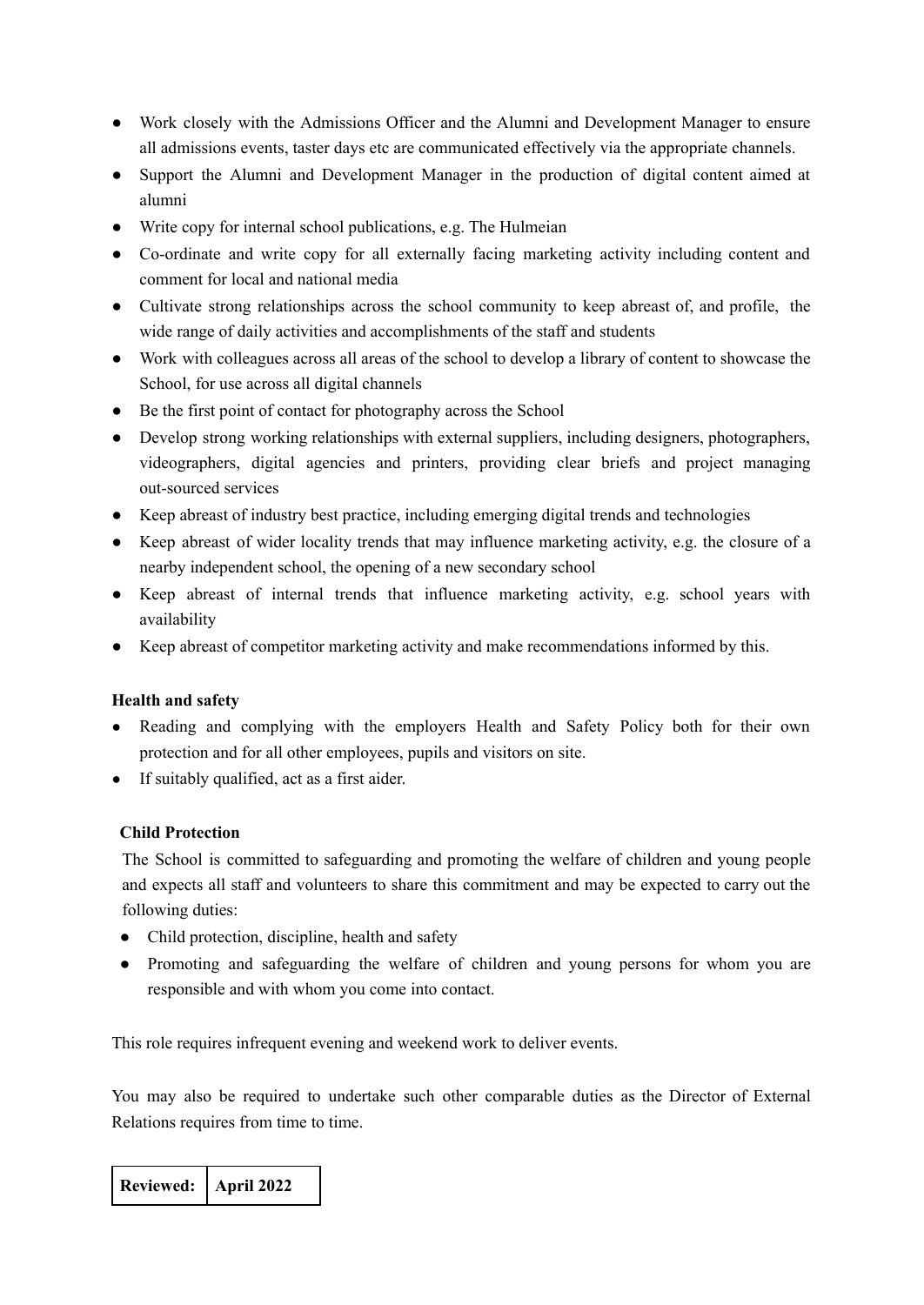- Work closely with the Admissions Officer and the Alumni and Development Manager to ensure all admissions events, taster days etc are communicated effectively via the appropriate channels.
- Support the Alumni and Development Manager in the production of digital content aimed at alumni
- Write copy for internal school publications, e.g. The Hulmeian
- Co-ordinate and write copy for all externally facing marketing activity including content and comment for local and national media
- Cultivate strong relationships across the school community to keep abreast of, and profile, the wide range of daily activities and accomplishments of the staff and students
- Work with colleagues across all areas of the school to develop a library of content to showcase the School, for use across all digital channels
- Be the first point of contact for photography across the School
- Develop strong working relationships with external suppliers, including designers, photographers, videographers, digital agencies and printers, providing clear briefs and project managing out-sourced services
- Keep abreast of industry best practice, including emerging digital trends and technologies
- Keep abreast of wider locality trends that may influence marketing activity, e.g. the closure of a nearby independent school, the opening of a new secondary school
- Keep abreast of internal trends that influence marketing activity, e.g. school years with availability
- Keep abreast of competitor marketing activity and make recommendations informed by this.

**Health and safety**

- Reading and complying with the employers Health and Safety Policy both for their own protection and for all other employees, pupils and visitors on site.
- If suitably qualified, act as a first aider.

**Child Protection**

The School is committed to safeguarding and promoting the welfare of children and young people and expects all staff and volunteers to share this commitment and may be expected to carry out the following duties:

- Child protection, discipline, health and safety
- Promoting and safeguarding the welfare of children and young persons for whom you are responsible and with whom you come into contact.

This role requires infrequent evening and weekend work to deliver events.

You may also be required to undertake such other comparable duties as the Director of External Relations requires from time to time.

| **Reviewed:** | **April 2022** |
|---|---|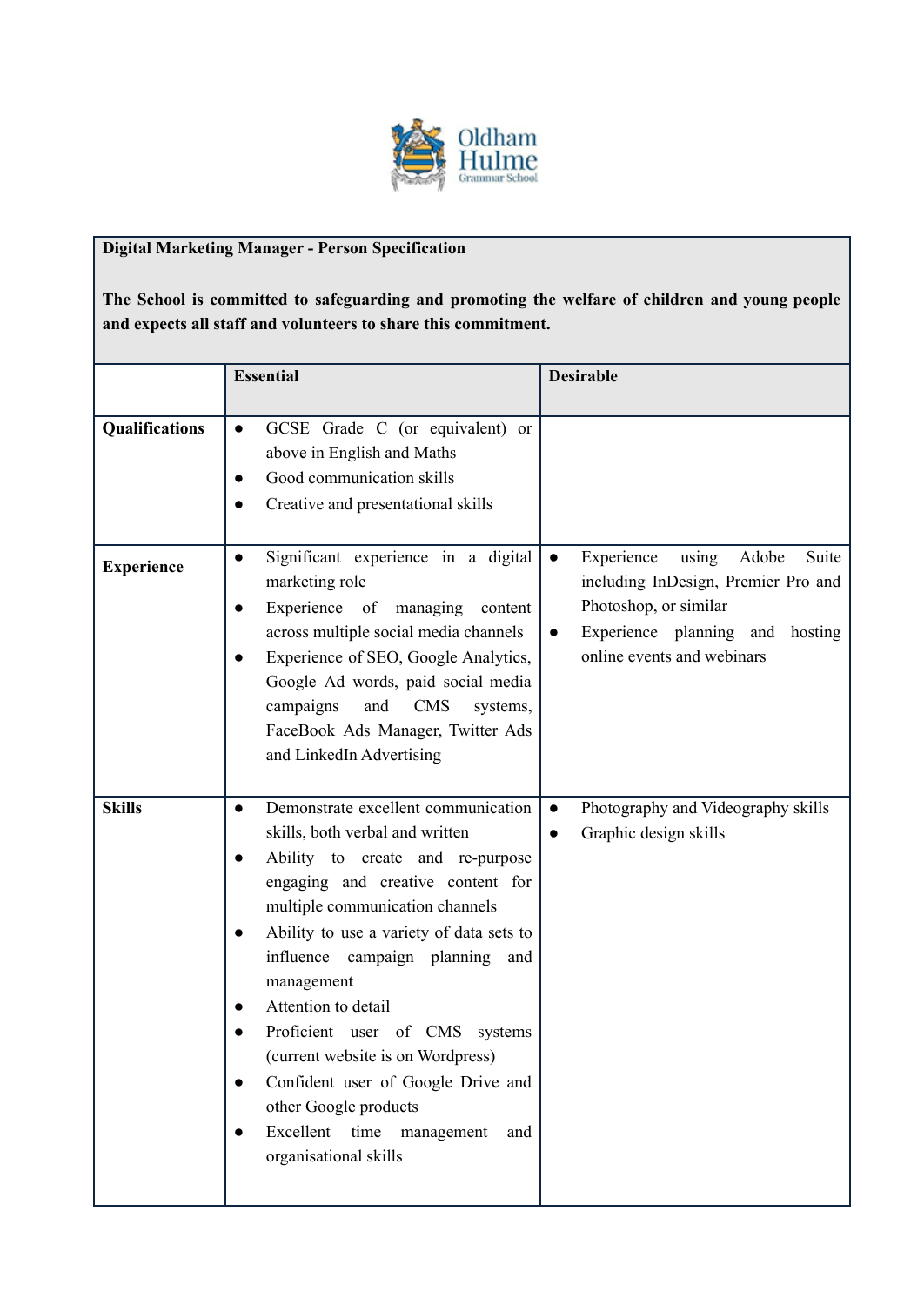Oldham Hulme Grammar School

**Digital Marketing Manager - Person Specification**

**The School is committed to safeguarding and promoting the welfare of children and young people and expects all staff and volunteers to share this commitment.**

| | **Essential** | **Desirable** |
|---|---|---|
| **Qualifications** | ● GCSE Grade C (or equivalent) or above in English and Maths<br>● Good communication skills<br>● Creative and presentational skills | |
| **Experience** | ● Significant experience in a digital marketing role<br>● Experience of managing content across multiple social media channels<br>● Experience of SEO, Google Analytics, Google Ad words, paid social media campaigns and CMS systems, FaceBook Ads Manager, Twitter Ads and LinkedIn Advertising | ● Experience using Adobe Suite including InDesign, Premier Pro and Photoshop, or similar<br>● Experience planning and hosting online events and webinars |
| **Skills** | ● Demonstrate excellent communication skills, both verbal and written<br>● Ability to create and re-purpose engaging and creative content for multiple communication channels<br>● Ability to use a variety of data sets to influence campaign planning and management<br>● Attention to detail<br>● Proficient user of CMS systems (current website is on Wordpress)<br>● Confident user of Google Drive and other Google products<br>● Excellent time management and organisational skills | ● Photography and Videography skills<br>● Graphic design skills |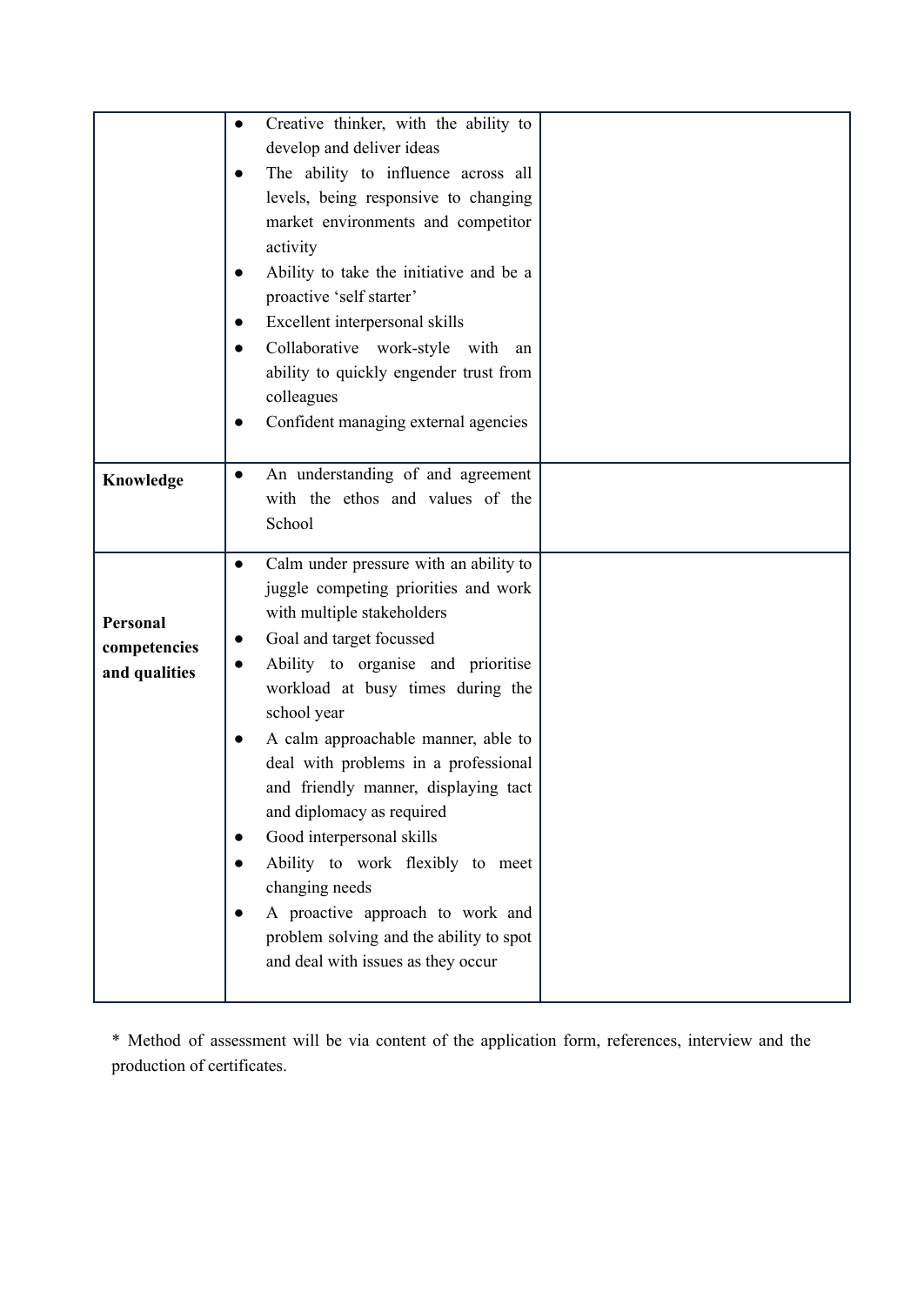| | | |
|---|---|---|
| | • Creative thinker, with the ability to develop and deliver ideas<br>• The ability to influence across all levels, being responsive to changing market environments and competitor activity<br>• Ability to take the initiative and be a proactive 'self starter'<br>• Excellent interpersonal skills<br>• Collaborative work-style with an ability to quickly engender trust from colleagues<br>• Confident managing external agencies | |
| **Knowledge** | • An understanding of and agreement with the ethos and values of the School | |
| **Personal competencies and qualities** | • Calm under pressure with an ability to juggle competing priorities and work with multiple stakeholders<br>• Goal and target focussed<br>• Ability to organise and prioritise workload at busy times during the school year<br>• A calm approachable manner, able to deal with problems in a professional and friendly manner, displaying tact and diplomacy as required<br>• Good interpersonal skills<br>• Ability to work flexibly to meet changing needs<br>• A proactive approach to work and problem solving and the ability to spot and deal with issues as they occur | |

* Method of assessment will be via content of the application form, references, interview and the production of certificates.